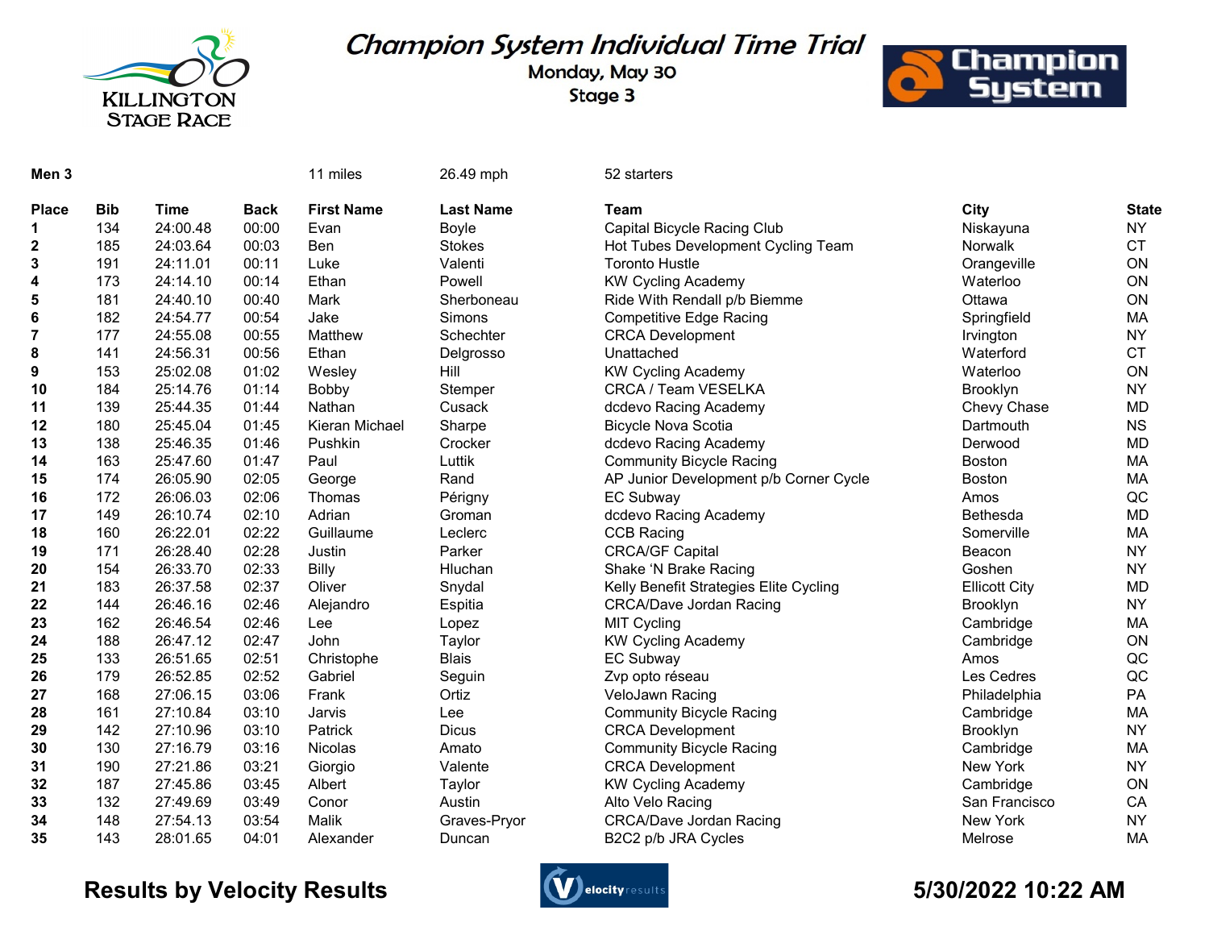# Champion System Individual Time Trial

Monday, May 30

Stage 3

KILLINGTON STAGE RACE

Champion System

**Men 3** 11 miles 26.49 mph 52 starters

| Place | Bib | Time | Back | First Name | Last Name | Team | City | State |
|---|---|---|---|---|---|---|---|---|
| **1** | 134 | 24:00.48 | 00:00 | Evan | Boyle | Capital Bicycle Racing Club | Niskayuna | NY |
| **2** | 185 | 24:03.64 | 00:03 | Ben | Stokes | Hot Tubes Development Cycling Team | Norwalk | CT |
| **3** | 191 | 24:11.01 | 00:11 | Luke | Valenti | Toronto Hustle | Orangeville | ON |
| **4** | 173 | 24:14.10 | 00:14 | Ethan | Powell | KW Cycling Academy | Waterloo | ON |
| **5** | 181 | 24:40.10 | 00:40 | Mark | Sherboneau | Ride With Rendall p/b Biemme | Ottawa | ON |
| **6** | 182 | 24:54.77 | 00:54 | Jake | Simons | Competitive Edge Racing | Springfield | MA |
| **7** | 177 | 24:55.08 | 00:55 | Matthew | Schechter | CRCA Development | Irvington | NY |
| **8** | 141 | 24:56.31 | 00:56 | Ethan | Delgrosso | Unattached | Waterford | CT |
| **9** | 153 | 25:02.08 | 01:02 | Wesley | Hill | KW Cycling Academy | Waterloo | ON |
| **10** | 184 | 25:14.76 | 01:14 | Bobby | Stemper | CRCA / Team VESELKA | Brooklyn | NY |
| **11** | 139 | 25:44.35 | 01:44 | Nathan | Cusack | dcdevo Racing Academy | Chevy Chase | MD |
| **12** | 180 | 25:45.04 | 01:45 | Kieran Michael | Sharpe | Bicycle Nova Scotia | Dartmouth | NS |
| **13** | 138 | 25:46.35 | 01:46 | Pushkin | Crocker | dcdevo Racing Academy | Derwood | MD |
| **14** | 163 | 25:47.60 | 01:47 | Paul | Luttik | Community Bicycle Racing | Boston | MA |
| **15** | 174 | 26:05.90 | 02:05 | George | Rand | AP Junior Development p/b Corner Cycle | Boston | MA |
| **16** | 172 | 26:06.03 | 02:06 | Thomas | Périgny | EC Subway | Amos | QC |
| **17** | 149 | 26:10.74 | 02:10 | Adrian | Groman | dcdevo Racing Academy | Bethesda | MD |
| **18** | 160 | 26:22.01 | 02:22 | Guillaume | Leclerc | CCB Racing | Somerville | MA |
| **19** | 171 | 26:28.40 | 02:28 | Justin | Parker | CRCA/GF Capital | Beacon | NY |
| **20** | 154 | 26:33.70 | 02:33 | Billy | Hluchan | Shake ‘N Brake Racing | Goshen | NY |
| **21** | 183 | 26:37.58 | 02:37 | Oliver | Snydal | Kelly Benefit Strategies Elite Cycling | Ellicott City | MD |
| **22** | 144 | 26:46.16 | 02:46 | Alejandro | Espitia | CRCA/Dave Jordan Racing | Brooklyn | NY |
| **23** | 162 | 26:46.54 | 02:46 | Lee | Lopez | MIT Cycling | Cambridge | MA |
| **24** | 188 | 26:47.12 | 02:47 | John | Taylor | KW Cycling Academy | Cambridge | ON |
| **25** | 133 | 26:51.65 | 02:51 | Christophe | Blais | EC Subway | Amos | QC |
| **26** | 179 | 26:52.85 | 02:52 | Gabriel | Seguin | Zvp opto réseau | Les Cedres | QC |
| **27** | 168 | 27:06.15 | 03:06 | Frank | Ortiz | VeloJawn Racing | Philadelphia | PA |
| **28** | 161 | 27:10.84 | 03:10 | Jarvis | Lee | Community Bicycle Racing | Cambridge | MA |
| **29** | 142 | 27:10.96 | 03:10 | Patrick | Dicus | CRCA Development | Brooklyn | NY |
| **30** | 130 | 27:16.79 | 03:16 | Nicolas | Amato | Community Bicycle Racing | Cambridge | MA |
| **31** | 190 | 27:21.86 | 03:21 | Giorgio | Valente | CRCA Development | New York | NY |
| **32** | 187 | 27:45.86 | 03:45 | Albert | Taylor | KW Cycling Academy | Cambridge | ON |
| **33** | 132 | 27:49.69 | 03:49 | Conor | Austin | Alto Velo Racing | San Francisco | CA |
| **34** | 148 | 27:54.13 | 03:54 | Malik | Graves-Pryor | CRCA/Dave Jordan Racing | New York | NY |
| **35** | 143 | 28:01.65 | 04:01 | Alexander | Duncan | B2C2 p/b JRA Cycles | Melrose | MA |

**Results by Velocity Results** **5/30/2022 10:22 AM**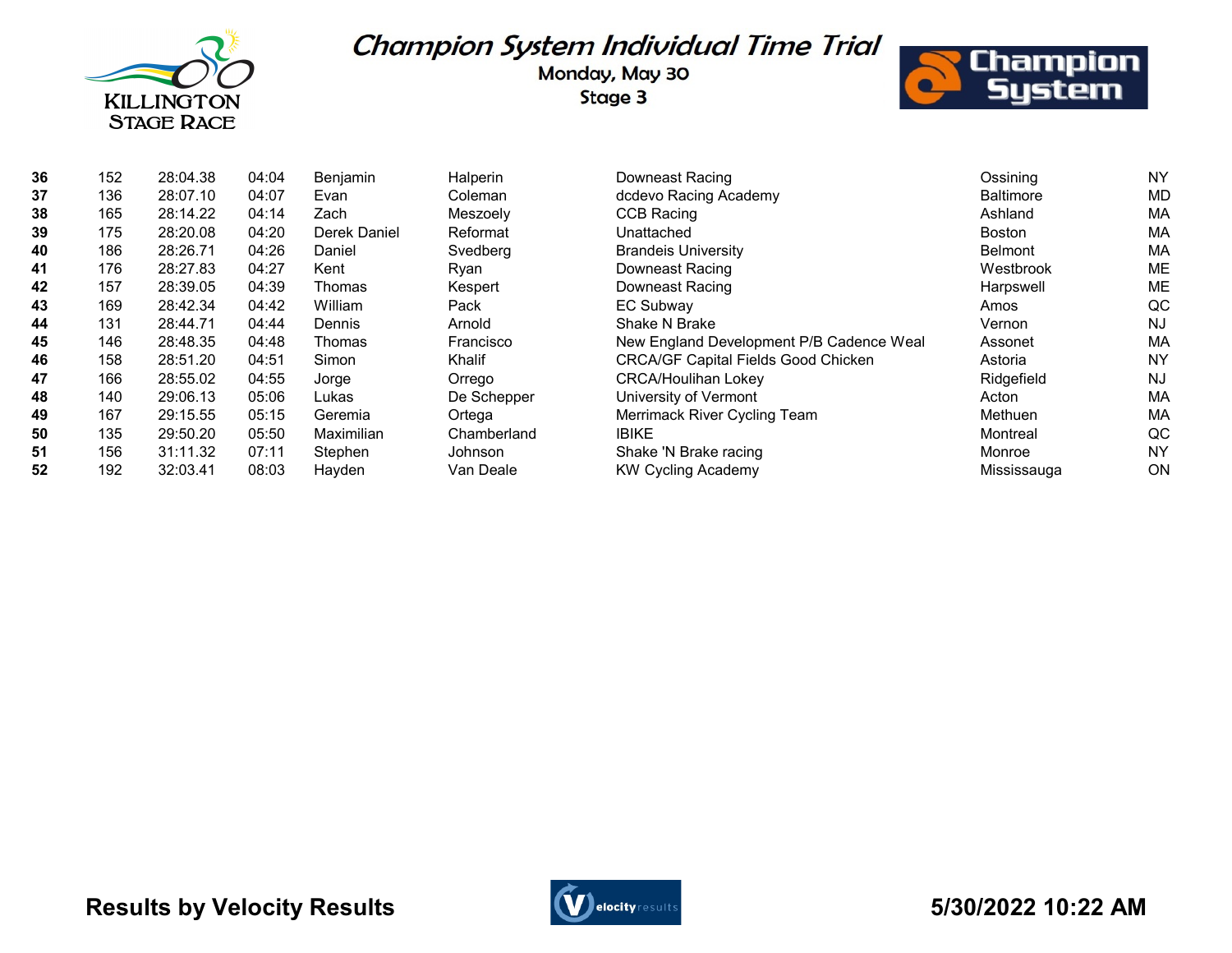# Champion System Individual Time Trial

Monday, May 30

Stage 3

| | | | | | | | | |
|---|---|---|---|---|---|---|---|---|
| **36** | 152 | 28:04.38 | 04:04 | Benjamin | Halperin | Downeast Racing | Ossining | NY |
| **37** | 136 | 28:07.10 | 04:07 | Evan | Coleman | dcdevo Racing Academy | Baltimore | MD |
| **38** | 165 | 28:14.22 | 04:14 | Zach | Meszoely | CCB Racing | Ashland | MA |
| **39** | 175 | 28:20.08 | 04:20 | Derek Daniel | Reformat | Unattached | Boston | MA |
| **40** | 186 | 28:26.71 | 04:26 | Daniel | Svedberg | Brandeis University | Belmont | MA |
| **41** | 176 | 28:27.83 | 04:27 | Kent | Ryan | Downeast Racing | Westbrook | ME |
| **42** | 157 | 28:39.05 | 04:39 | Thomas | Kespert | Downeast Racing | Harpswell | ME |
| **43** | 169 | 28:42.34 | 04:42 | William | Pack | EC Subway | Amos | QC |
| **44** | 131 | 28:44.71 | 04:44 | Dennis | Arnold | Shake N Brake | Vernon | NJ |
| **45** | 146 | 28:48.35 | 04:48 | Thomas | Francisco | New England Development P/B Cadence Weal | Assonet | MA |
| **46** | 158 | 28:51.20 | 04:51 | Simon | Khalif | CRCA/GF Capital Fields Good Chicken | Astoria | NY |
| **47** | 166 | 28:55.02 | 04:55 | Jorge | Orrego | CRCA/Houlihan Lokey | Ridgefield | NJ |
| **48** | 140 | 29:06.13 | 05:06 | Lukas | De Schepper | University of Vermont | Acton | MA |
| **49** | 167 | 29:15.55 | 05:15 | Geremia | Ortega | Merrimack River Cycling Team | Methuen | MA |
| **50** | 135 | 29:50.20 | 05:50 | Maximilian | Chamberland | IBIKE | Montreal | QC |
| **51** | 156 | 31:11.32 | 07:11 | Stephen | Johnson | Shake 'N Brake racing | Monroe | NY |
| **52** | 192 | 32:03.41 | 08:03 | Hayden | Van Deale | KW Cycling Academy | Mississauga | ON |

**Results by Velocity Results**

**5/30/2022 10:22 AM**